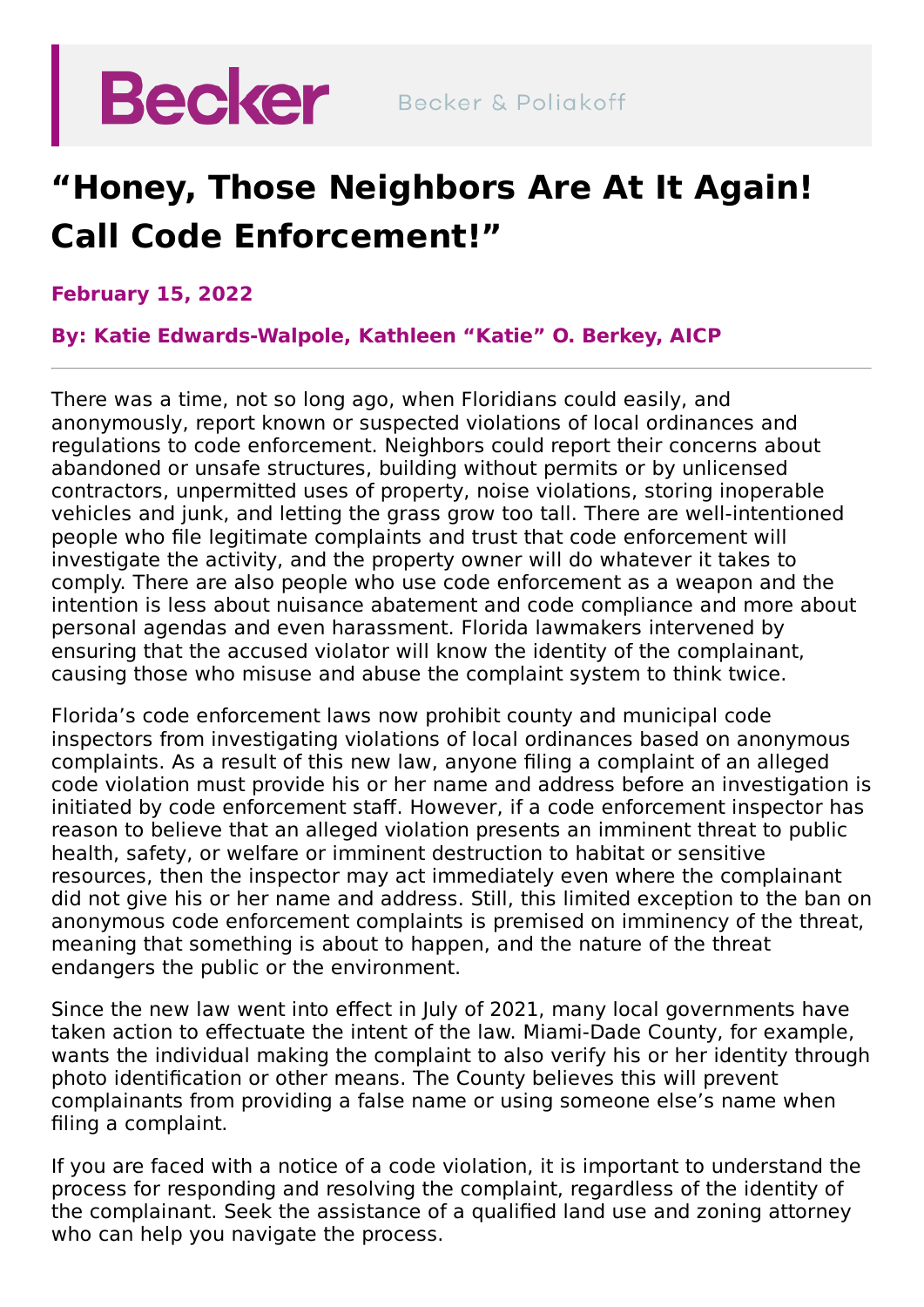Becker Becker & Poliakoff

# "Honey, Those Neighbors Are At It Again! Call Code Enforcement!"

**February 15, 2022**

**By: Katie Edwards-Walpole, Kathleen "Katie" O. Berkey, AICP**

---

There was a time, not so long ago, when Floridians could easily, and anonymously, report known or suspected violations of local ordinances and regulations to code enforcement. Neighbors could report their concerns about abandoned or unsafe structures, building without permits or by unlicensed contractors, unpermitted uses of property, noise violations, storing inoperable vehicles and junk, and letting the grass grow too tall. There are well-intentioned people who file legitimate complaints and trust that code enforcement will investigate the activity, and the property owner will do whatever it takes to comply. There are also people who use code enforcement as a weapon and the intention is less about nuisance abatement and code compliance and more about personal agendas and even harassment. Florida lawmakers intervened by ensuring that the accused violator will know the identity of the complainant, causing those who misuse and abuse the complaint system to think twice.

Florida's code enforcement laws now prohibit county and municipal code inspectors from investigating violations of local ordinances based on anonymous complaints. As a result of this new law, anyone filing a complaint of an alleged code violation must provide his or her name and address before an investigation is initiated by code enforcement staff. However, if a code enforcement inspector has reason to believe that an alleged violation presents an imminent threat to public health, safety, or welfare or imminent destruction to habitat or sensitive resources, then the inspector may act immediately even where the complainant did not give his or her name and address. Still, this limited exception to the ban on anonymous code enforcement complaints is premised on imminency of the threat, meaning that something is about to happen, and the nature of the threat endangers the public or the environment.

Since the new law went into effect in July of 2021, many local governments have taken action to effectuate the intent of the law. Miami-Dade County, for example, wants the individual making the complaint to also verify his or her identity through photo identification or other means. The County believes this will prevent complainants from providing a false name or using someone else's name when filing a complaint.

If you are faced with a notice of a code violation, it is important to understand the process for responding and resolving the complaint, regardless of the identity of the complainant. Seek the assistance of a qualified land use and zoning attorney who can help you navigate the process.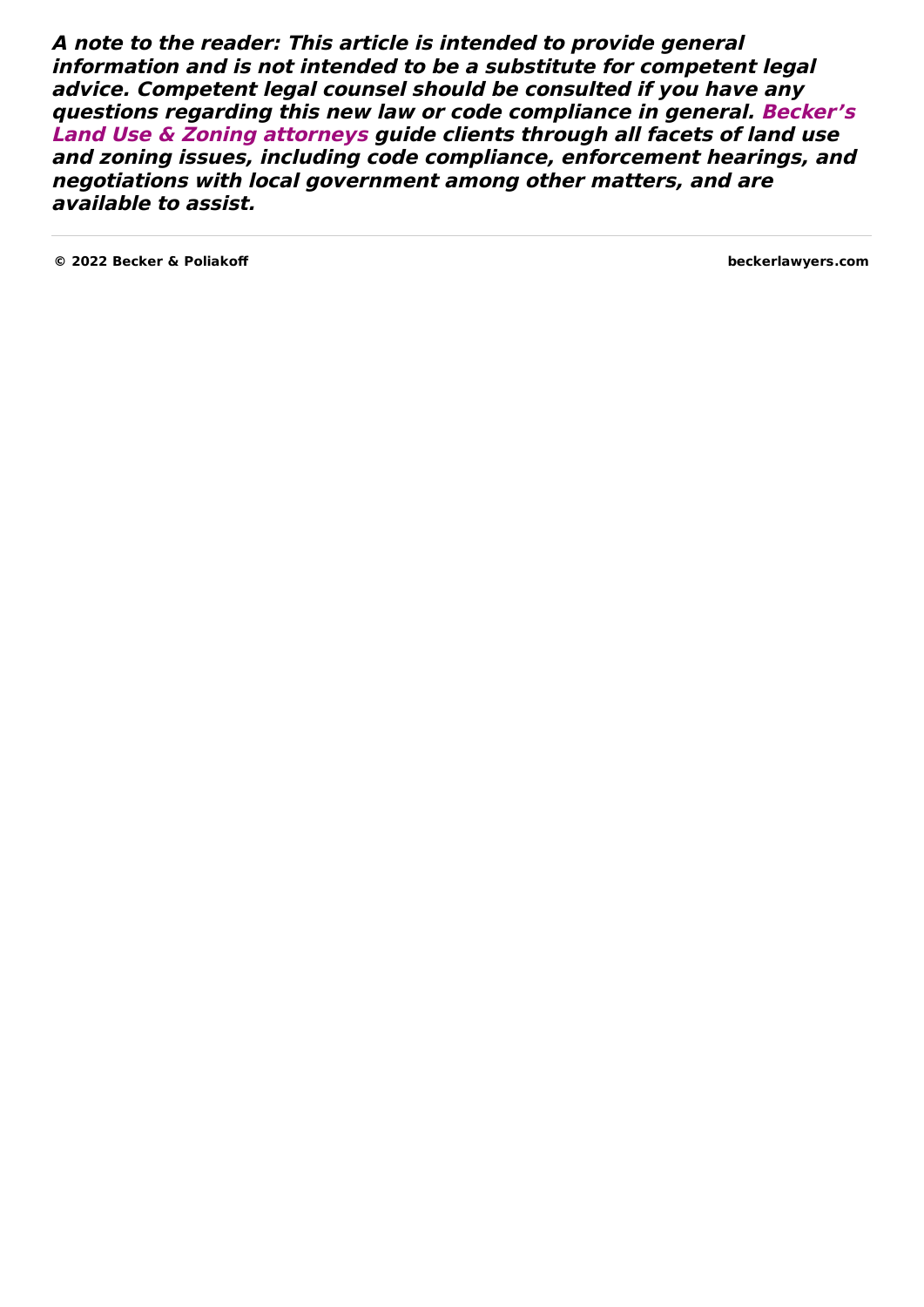***A note to the reader: This article is intended to provide general information and is not intended to be a substitute for competent legal advice. Competent legal counsel should be consulted if you have any questions regarding this new law or code compliance in general. Becker's Land Use & Zoning attorneys guide clients through all facets of land use and zoning issues, including code compliance, enforcement hearings, and negotiations with local government among other matters, and are available to assist.***

---

**© 2022 Becker & Poliakoff** **beckerlawyers.com**